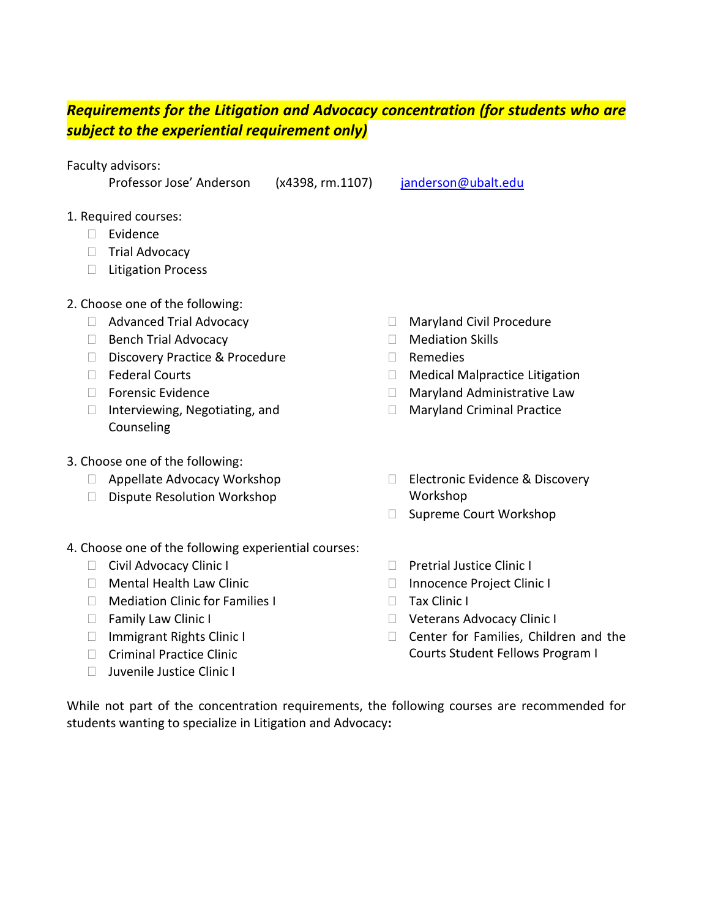***Requirements for the Litigation and Advocacy concentration (for students who are subject to the experiential requirement only)***

Faculty advisors:

Professor Jose' Anderson (x4398, rm.1107) janderson@ubalt.edu

1. Required courses:
   - Evidence
   - Trial Advocacy
   - Litigation Process

2. Choose one of the following:
   - Advanced Trial Advocacy
   - Bench Trial Advocacy
   - Discovery Practice & Procedure
   - Federal Courts
   - Forensic Evidence
   - Interviewing, Negotiating, and Counseling
   - Maryland Civil Procedure
   - Mediation Skills
   - Remedies
   - Medical Malpractice Litigation
   - Maryland Administrative Law
   - Maryland Criminal Practice

3. Choose one of the following:
   - Appellate Advocacy Workshop
   - Dispute Resolution Workshop
   - Electronic Evidence & Discovery Workshop
   - Supreme Court Workshop

4. Choose one of the following experiential courses:
   - Civil Advocacy Clinic I
   - Mental Health Law Clinic
   - Mediation Clinic for Families I
   - Family Law Clinic I
   - Immigrant Rights Clinic I
   - Criminal Practice Clinic
   - Juvenile Justice Clinic I
   - Pretrial Justice Clinic I
   - Innocence Project Clinic I
   - Tax Clinic I
   - Veterans Advocacy Clinic I
   - Center for Families, Children and the Courts Student Fellows Program I

While not part of the concentration requirements, the following courses are recommended for students wanting to specialize in Litigation and Advocacy**:**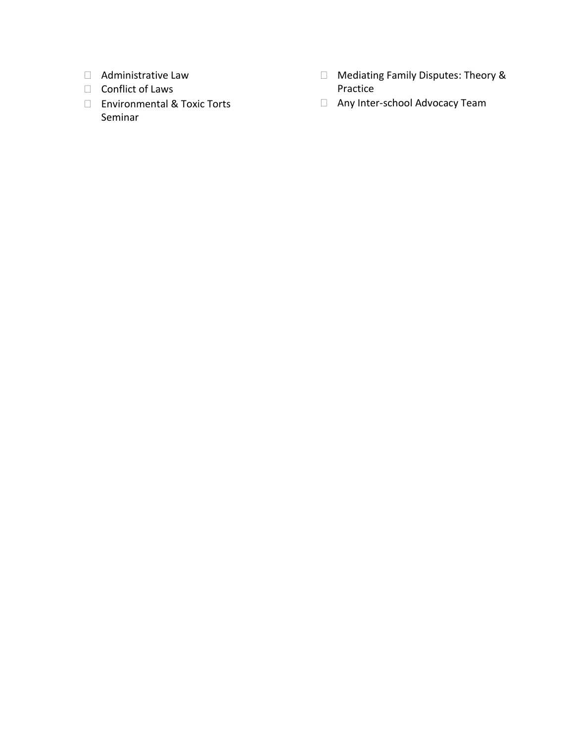- Administrative Law
- Conflict of Laws
- Environmental & Toxic Torts Seminar
- Mediating Family Disputes: Theory & Practice
- Any Inter-school Advocacy Team